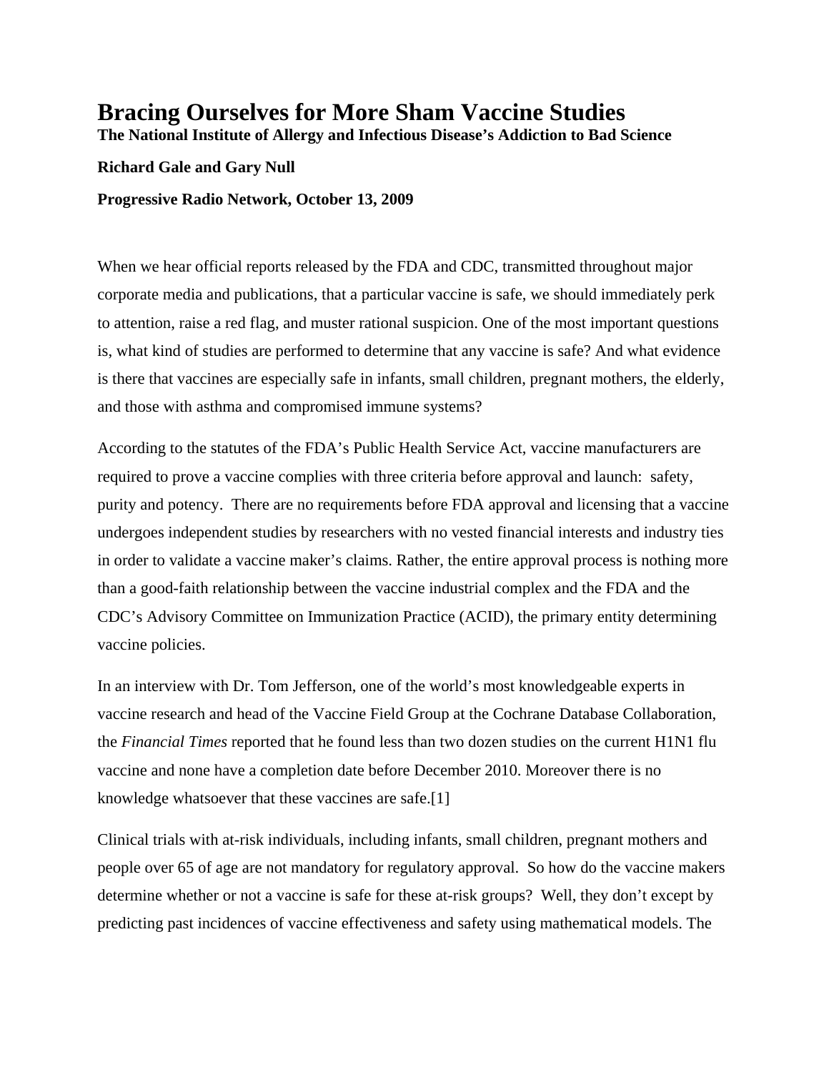# Bracing Ourselves for More Sham Vaccine Studies

**The National Institute of Allergy and Infectious Disease's Addiction to Bad Science**

**Richard Gale and Gary Null**

**Progressive Radio Network, October 13, 2009**

When we hear official reports released by the FDA and CDC, transmitted throughout major corporate media and publications, that a particular vaccine is safe, we should immediately perk to attention, raise a red flag, and muster rational suspicion. One of the most important questions is, what kind of studies are performed to determine that any vaccine is safe? And what evidence is there that vaccines are especially safe in infants, small children, pregnant mothers, the elderly, and those with asthma and compromised immune systems?

According to the statutes of the FDA's Public Health Service Act, vaccine manufacturers are required to prove a vaccine complies with three criteria before approval and launch: safety, purity and potency. There are no requirements before FDA approval and licensing that a vaccine undergoes independent studies by researchers with no vested financial interests and industry ties in order to validate a vaccine maker's claims. Rather, the entire approval process is nothing more than a good-faith relationship between the vaccine industrial complex and the FDA and the CDC's Advisory Committee on Immunization Practice (ACID), the primary entity determining vaccine policies.

In an interview with Dr. Tom Jefferson, one of the world's most knowledgeable experts in vaccine research and head of the Vaccine Field Group at the Cochrane Database Collaboration, the *Financial Times* reported that he found less than two dozen studies on the current H1N1 flu vaccine and none have a completion date before December 2010. Moreover there is no knowledge whatsoever that these vaccines are safe.[1]

Clinical trials with at-risk individuals, including infants, small children, pregnant mothers and people over 65 of age are not mandatory for regulatory approval. So how do the vaccine makers determine whether or not a vaccine is safe for these at-risk groups? Well, they don't except by predicting past incidences of vaccine effectiveness and safety using mathematical models. The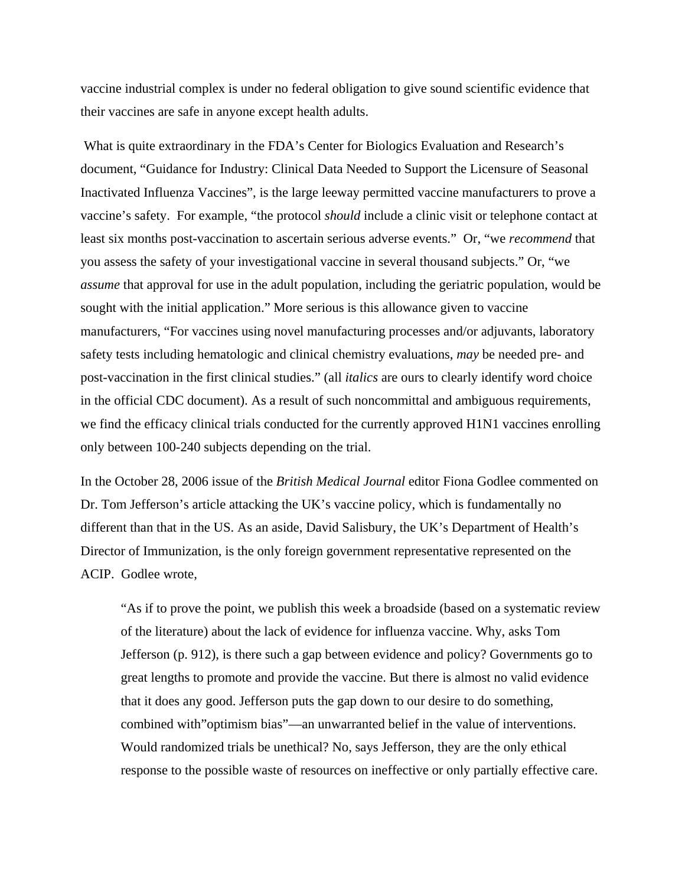vaccine industrial complex is under no federal obligation to give sound scientific evidence that their vaccines are safe in anyone except health adults.

What is quite extraordinary in the FDA's Center for Biologics Evaluation and Research's document, "Guidance for Industry: Clinical Data Needed to Support the Licensure of Seasonal Inactivated Influenza Vaccines", is the large leeway permitted vaccine manufacturers to prove a vaccine's safety. For example, "the protocol *should* include a clinic visit or telephone contact at least six months post-vaccination to ascertain serious adverse events." Or, "we *recommend* that you assess the safety of your investigational vaccine in several thousand subjects." Or, "we *assume* that approval for use in the adult population, including the geriatric population, would be sought with the initial application." More serious is this allowance given to vaccine manufacturers, "For vaccines using novel manufacturing processes and/or adjuvants, laboratory safety tests including hematologic and clinical chemistry evaluations, *may* be needed pre- and post-vaccination in the first clinical studies." (all *italics* are ours to clearly identify word choice in the official CDC document). As a result of such noncommittal and ambiguous requirements, we find the efficacy clinical trials conducted for the currently approved H1N1 vaccines enrolling only between 100-240 subjects depending on the trial.

In the October 28, 2006 issue of the *British Medical Journal* editor Fiona Godlee commented on Dr. Tom Jefferson's article attacking the UK's vaccine policy, which is fundamentally no different than that in the US. As an aside, David Salisbury, the UK's Department of Health's Director of Immunization, is the only foreign government representative represented on the ACIP. Godlee wrote,

> "As if to prove the point, we publish this week a broadside (based on a systematic review of the literature) about the lack of evidence for influenza vaccine. Why, asks Tom Jefferson (p. 912), is there such a gap between evidence and policy? Governments go to great lengths to promote and provide the vaccine. But there is almost no valid evidence that it does any good. Jefferson puts the gap down to our desire to do something, combined with"optimism bias"—an unwarranted belief in the value of interventions. Would randomized trials be unethical? No, says Jefferson, they are the only ethical response to the possible waste of resources on ineffective or only partially effective care.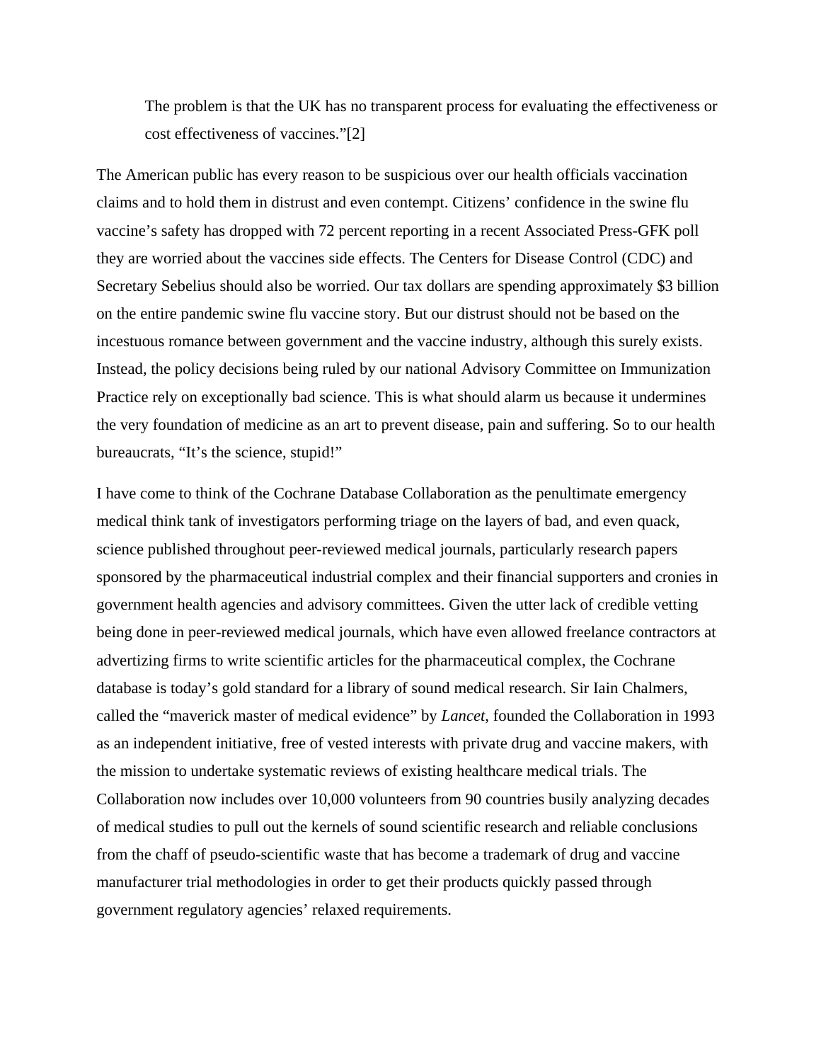> The problem is that the UK has no transparent process for evaluating the effectiveness or cost effectiveness of vaccines."[2]

The American public has every reason to be suspicious over our health officials vaccination claims and to hold them in distrust and even contempt. Citizens' confidence in the swine flu vaccine's safety has dropped with 72 percent reporting in a recent Associated Press-GFK poll they are worried about the vaccines side effects. The Centers for Disease Control (CDC) and Secretary Sebelius should also be worried. Our tax dollars are spending approximately $3 billion on the entire pandemic swine flu vaccine story. But our distrust should not be based on the incestuous romance between government and the vaccine industry, although this surely exists. Instead, the policy decisions being ruled by our national Advisory Committee on Immunization Practice rely on exceptionally bad science. This is what should alarm us because it undermines the very foundation of medicine as an art to prevent disease, pain and suffering. So to our health bureaucrats, "It's the science, stupid!"

I have come to think of the Cochrane Database Collaboration as the penultimate emergency medical think tank of investigators performing triage on the layers of bad, and even quack, science published throughout peer-reviewed medical journals, particularly research papers sponsored by the pharmaceutical industrial complex and their financial supporters and cronies in government health agencies and advisory committees. Given the utter lack of credible vetting being done in peer-reviewed medical journals, which have even allowed freelance contractors at advertizing firms to write scientific articles for the pharmaceutical complex, the Cochrane database is today's gold standard for a library of sound medical research. Sir Iain Chalmers, called the "maverick master of medical evidence" by *Lancet*, founded the Collaboration in 1993 as an independent initiative, free of vested interests with private drug and vaccine makers, with the mission to undertake systematic reviews of existing healthcare medical trials. The Collaboration now includes over 10,000 volunteers from 90 countries busily analyzing decades of medical studies to pull out the kernels of sound scientific research and reliable conclusions from the chaff of pseudo-scientific waste that has become a trademark of drug and vaccine manufacturer trial methodologies in order to get their products quickly passed through government regulatory agencies' relaxed requirements.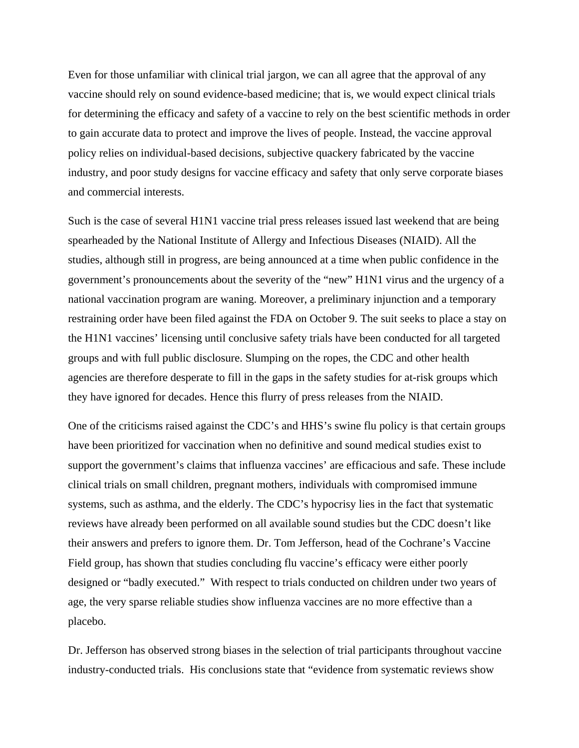Even for those unfamiliar with clinical trial jargon, we can all agree that the approval of any vaccine should rely on sound evidence-based medicine; that is, we would expect clinical trials for determining the efficacy and safety of a vaccine to rely on the best scientific methods in order to gain accurate data to protect and improve the lives of people. Instead, the vaccine approval policy relies on individual-based decisions, subjective quackery fabricated by the vaccine industry, and poor study designs for vaccine efficacy and safety that only serve corporate biases and commercial interests.

Such is the case of several H1N1 vaccine trial press releases issued last weekend that are being spearheaded by the National Institute of Allergy and Infectious Diseases (NIAID). All the studies, although still in progress, are being announced at a time when public confidence in the government's pronouncements about the severity of the "new" H1N1 virus and the urgency of a national vaccination program are waning. Moreover, a preliminary injunction and a temporary restraining order have been filed against the FDA on October 9. The suit seeks to place a stay on the H1N1 vaccines' licensing until conclusive safety trials have been conducted for all targeted groups and with full public disclosure. Slumping on the ropes, the CDC and other health agencies are therefore desperate to fill in the gaps in the safety studies for at-risk groups which they have ignored for decades. Hence this flurry of press releases from the NIAID.

One of the criticisms raised against the CDC's and HHS's swine flu policy is that certain groups have been prioritized for vaccination when no definitive and sound medical studies exist to support the government's claims that influenza vaccines' are efficacious and safe. These include clinical trials on small children, pregnant mothers, individuals with compromised immune systems, such as asthma, and the elderly. The CDC's hypocrisy lies in the fact that systematic reviews have already been performed on all available sound studies but the CDC doesn't like their answers and prefers to ignore them. Dr. Tom Jefferson, head of the Cochrane's Vaccine Field group, has shown that studies concluding flu vaccine's efficacy were either poorly designed or "badly executed." With respect to trials conducted on children under two years of age, the very sparse reliable studies show influenza vaccines are no more effective than a placebo.

Dr. Jefferson has observed strong biases in the selection of trial participants throughout vaccine industry-conducted trials. His conclusions state that "evidence from systematic reviews show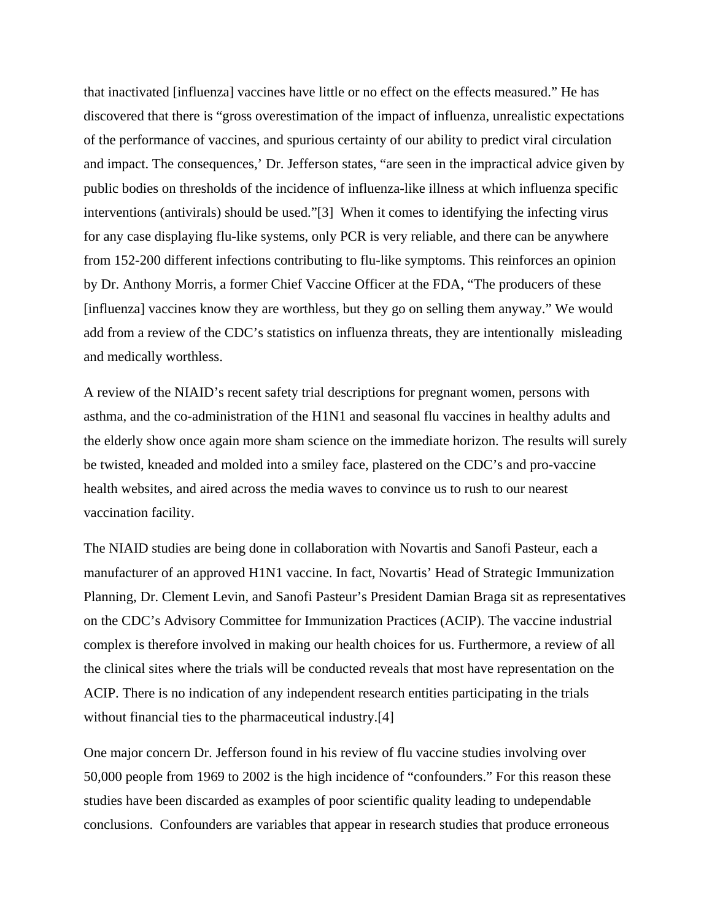that inactivated [influenza] vaccines have little or no effect on the effects measured." He has discovered that there is "gross overestimation of the impact of influenza, unrealistic expectations of the performance of vaccines, and spurious certainty of our ability to predict viral circulation and impact. The consequences,' Dr. Jefferson states, "are seen in the impractical advice given by public bodies on thresholds of the incidence of influenza-like illness at which influenza specific interventions (antivirals) should be used."[3] When it comes to identifying the infecting virus for any case displaying flu-like systems, only PCR is very reliable, and there can be anywhere from 152-200 different infections contributing to flu-like symptoms. This reinforces an opinion by Dr. Anthony Morris, a former Chief Vaccine Officer at the FDA, "The producers of these [influenza] vaccines know they are worthless, but they go on selling them anyway." We would add from a review of the CDC's statistics on influenza threats, they are intentionally misleading and medically worthless.

A review of the NIAID's recent safety trial descriptions for pregnant women, persons with asthma, and the co-administration of the H1N1 and seasonal flu vaccines in healthy adults and the elderly show once again more sham science on the immediate horizon. The results will surely be twisted, kneaded and molded into a smiley face, plastered on the CDC's and pro-vaccine health websites, and aired across the media waves to convince us to rush to our nearest vaccination facility.

The NIAID studies are being done in collaboration with Novartis and Sanofi Pasteur, each a manufacturer of an approved H1N1 vaccine. In fact, Novartis' Head of Strategic Immunization Planning, Dr. Clement Levin, and Sanofi Pasteur's President Damian Braga sit as representatives on the CDC's Advisory Committee for Immunization Practices (ACIP). The vaccine industrial complex is therefore involved in making our health choices for us. Furthermore, a review of all the clinical sites where the trials will be conducted reveals that most have representation on the ACIP. There is no indication of any independent research entities participating in the trials without financial ties to the pharmaceutical industry.[4]

One major concern Dr. Jefferson found in his review of flu vaccine studies involving over 50,000 people from 1969 to 2002 is the high incidence of "confounders." For this reason these studies have been discarded as examples of poor scientific quality leading to undependable conclusions. Confounders are variables that appear in research studies that produce erroneous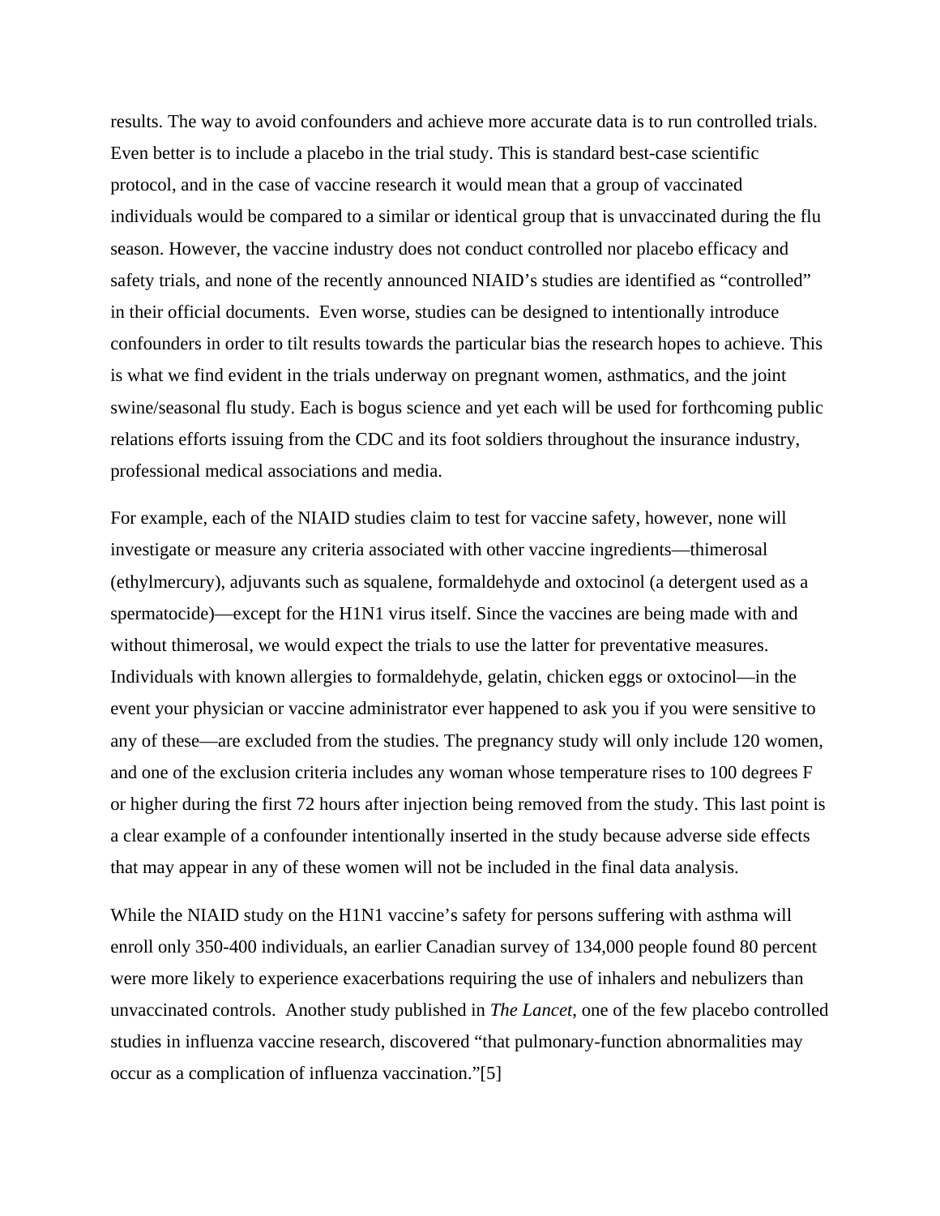results. The way to avoid confounders and achieve more accurate data is to run controlled trials. Even better is to include a placebo in the trial study. This is standard best-case scientific protocol, and in the case of vaccine research it would mean that a group of vaccinated individuals would be compared to a similar or identical group that is unvaccinated during the flu season. However, the vaccine industry does not conduct controlled nor placebo efficacy and safety trials, and none of the recently announced NIAID's studies are identified as "controlled" in their official documents. Even worse, studies can be designed to intentionally introduce confounders in order to tilt results towards the particular bias the research hopes to achieve. This is what we find evident in the trials underway on pregnant women, asthmatics, and the joint swine/seasonal flu study. Each is bogus science and yet each will be used for forthcoming public relations efforts issuing from the CDC and its foot soldiers throughout the insurance industry, professional medical associations and media.

For example, each of the NIAID studies claim to test for vaccine safety, however, none will investigate or measure any criteria associated with other vaccine ingredients—thimerosal (ethylmercury), adjuvants such as squalene, formaldehyde and oxtocinol (a detergent used as a spermatocide)—except for the H1N1 virus itself. Since the vaccines are being made with and without thimerosal, we would expect the trials to use the latter for preventative measures. Individuals with known allergies to formaldehyde, gelatin, chicken eggs or oxtocinol—in the event your physician or vaccine administrator ever happened to ask you if you were sensitive to any of these—are excluded from the studies. The pregnancy study will only include 120 women, and one of the exclusion criteria includes any woman whose temperature rises to 100 degrees F or higher during the first 72 hours after injection being removed from the study. This last point is a clear example of a confounder intentionally inserted in the study because adverse side effects that may appear in any of these women will not be included in the final data analysis.

While the NIAID study on the H1N1 vaccine's safety for persons suffering with asthma will enroll only 350-400 individuals, an earlier Canadian survey of 134,000 people found 80 percent were more likely to experience exacerbations requiring the use of inhalers and nebulizers than unvaccinated controls. Another study published in *The Lancet*, one of the few placebo controlled studies in influenza vaccine research, discovered "that pulmonary-function abnormalities may occur as a complication of influenza vaccination."[5]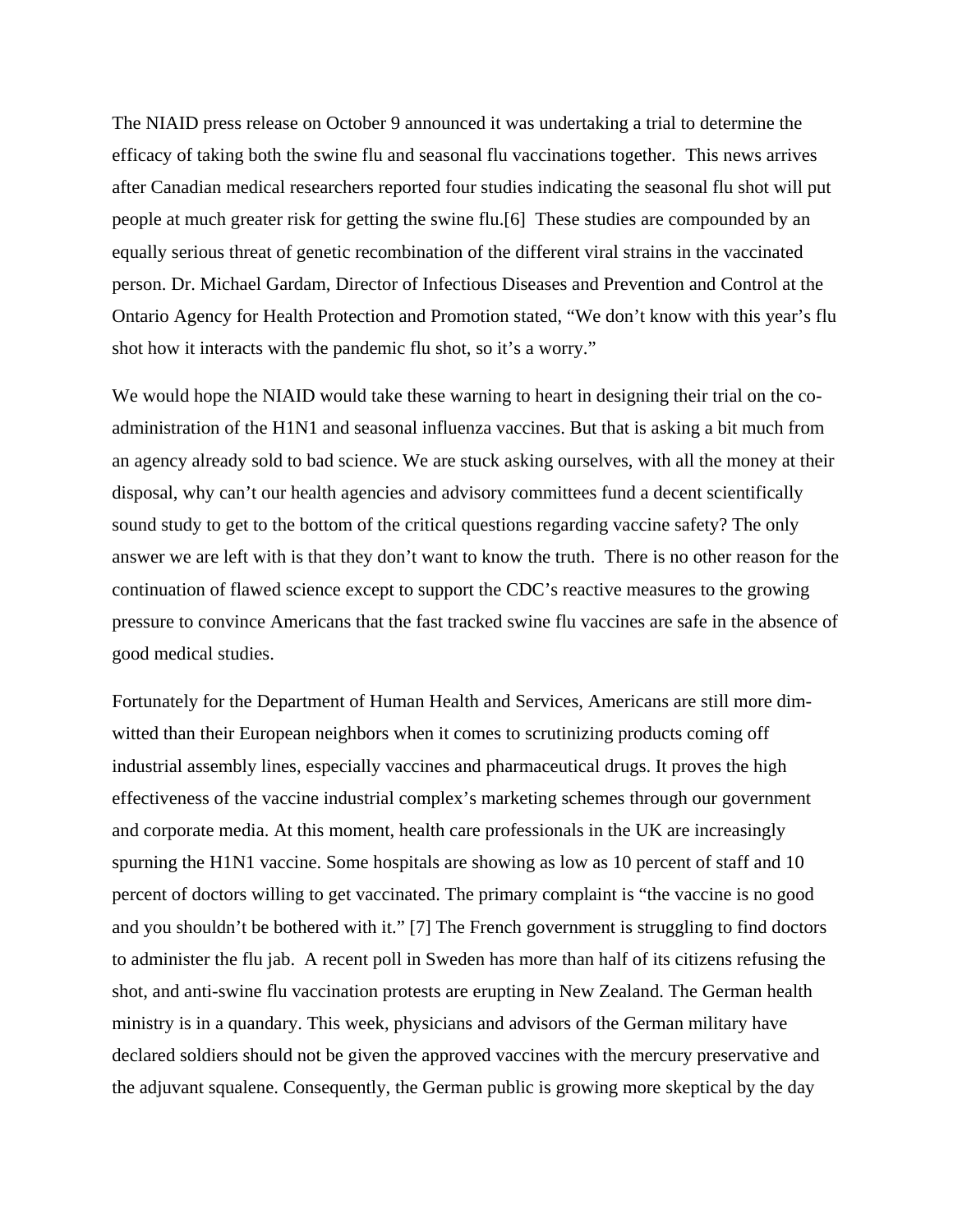The NIAID press release on October 9 announced it was undertaking a trial to determine the efficacy of taking both the swine flu and seasonal flu vaccinations together. This news arrives after Canadian medical researchers reported four studies indicating the seasonal flu shot will put people at much greater risk for getting the swine flu.[6] These studies are compounded by an equally serious threat of genetic recombination of the different viral strains in the vaccinated person. Dr. Michael Gardam, Director of Infectious Diseases and Prevention and Control at the Ontario Agency for Health Protection and Promotion stated, "We don't know with this year's flu shot how it interacts with the pandemic flu shot, so it's a worry."

We would hope the NIAID would take these warning to heart in designing their trial on the co-administration of the H1N1 and seasonal influenza vaccines. But that is asking a bit much from an agency already sold to bad science. We are stuck asking ourselves, with all the money at their disposal, why can't our health agencies and advisory committees fund a decent scientifically sound study to get to the bottom of the critical questions regarding vaccine safety? The only answer we are left with is that they don't want to know the truth. There is no other reason for the continuation of flawed science except to support the CDC's reactive measures to the growing pressure to convince Americans that the fast tracked swine flu vaccines are safe in the absence of good medical studies.

Fortunately for the Department of Human Health and Services, Americans are still more dim-witted than their European neighbors when it comes to scrutinizing products coming off industrial assembly lines, especially vaccines and pharmaceutical drugs. It proves the high effectiveness of the vaccine industrial complex's marketing schemes through our government and corporate media. At this moment, health care professionals in the UK are increasingly spurning the H1N1 vaccine. Some hospitals are showing as low as 10 percent of staff and 10 percent of doctors willing to get vaccinated. The primary complaint is "the vaccine is no good and you shouldn't be bothered with it." [7] The French government is struggling to find doctors to administer the flu jab. A recent poll in Sweden has more than half of its citizens refusing the shot, and anti-swine flu vaccination protests are erupting in New Zealand. The German health ministry is in a quandary. This week, physicians and advisors of the German military have declared soldiers should not be given the approved vaccines with the mercury preservative and the adjuvant squalene. Consequently, the German public is growing more skeptical by the day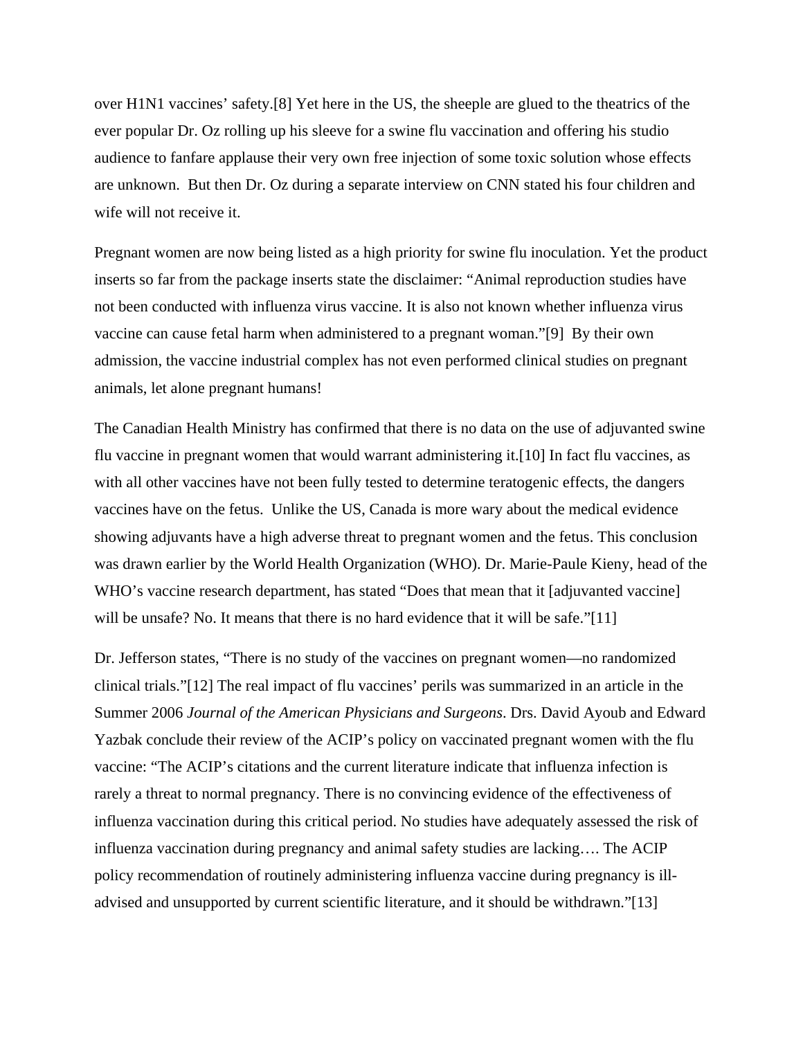over H1N1 vaccines' safety.[8] Yet here in the US, the sheeple are glued to the theatrics of the ever popular Dr. Oz rolling up his sleeve for a swine flu vaccination and offering his studio audience to fanfare applause their very own free injection of some toxic solution whose effects are unknown. But then Dr. Oz during a separate interview on CNN stated his four children and wife will not receive it.

Pregnant women are now being listed as a high priority for swine flu inoculation. Yet the product inserts so far from the package inserts state the disclaimer: "Animal reproduction studies have not been conducted with influenza virus vaccine. It is also not known whether influenza virus vaccine can cause fetal harm when administered to a pregnant woman."[9] By their own admission, the vaccine industrial complex has not even performed clinical studies on pregnant animals, let alone pregnant humans!

The Canadian Health Ministry has confirmed that there is no data on the use of adjuvanted swine flu vaccine in pregnant women that would warrant administering it.[10] In fact flu vaccines, as with all other vaccines have not been fully tested to determine teratogenic effects, the dangers vaccines have on the fetus. Unlike the US, Canada is more wary about the medical evidence showing adjuvants have a high adverse threat to pregnant women and the fetus. This conclusion was drawn earlier by the World Health Organization (WHO). Dr. Marie-Paule Kieny, head of the WHO's vaccine research department, has stated "Does that mean that it [adjuvanted vaccine] will be unsafe? No. It means that there is no hard evidence that it will be safe."[11]

Dr. Jefferson states, "There is no study of the vaccines on pregnant women—no randomized clinical trials."[12] The real impact of flu vaccines' perils was summarized in an article in the Summer 2006 *Journal of the American Physicians and Surgeons*. Drs. David Ayoub and Edward Yazbak conclude their review of the ACIP's policy on vaccinated pregnant women with the flu vaccine: "The ACIP's citations and the current literature indicate that influenza infection is rarely a threat to normal pregnancy. There is no convincing evidence of the effectiveness of influenza vaccination during this critical period. No studies have adequately assessed the risk of influenza vaccination during pregnancy and animal safety studies are lacking…. The ACIP policy recommendation of routinely administering influenza vaccine during pregnancy is ill-advised and unsupported by current scientific literature, and it should be withdrawn."[13]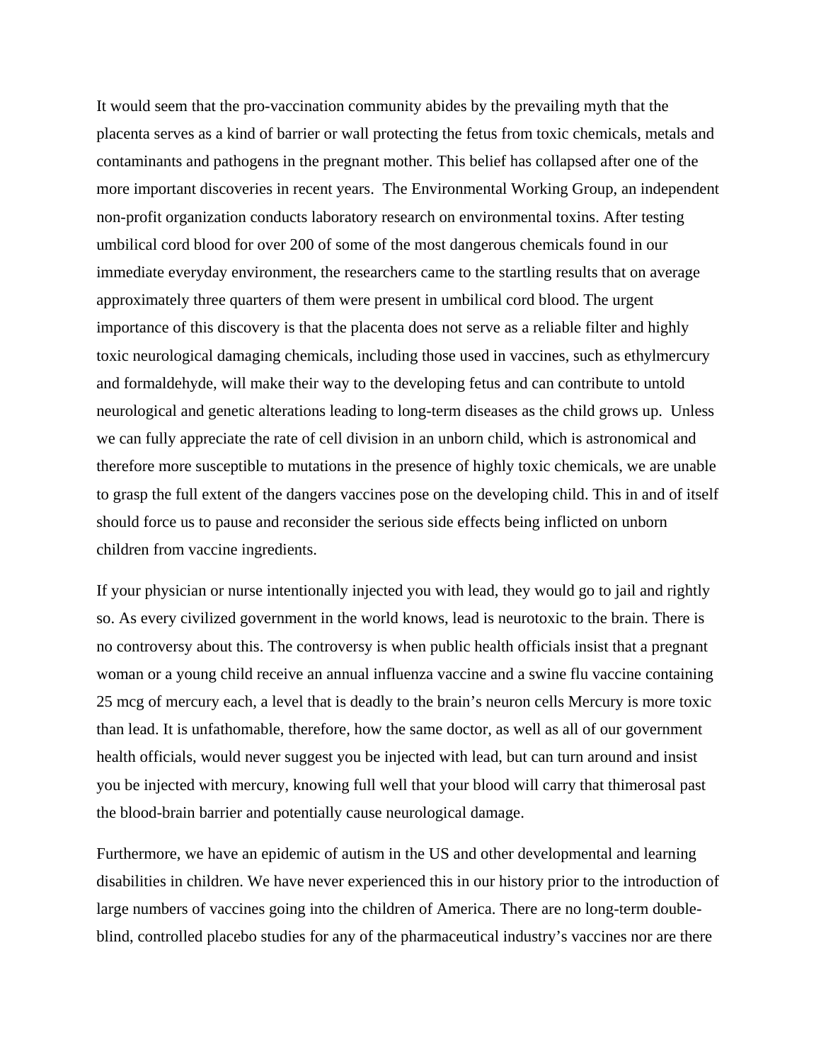It would seem that the pro-vaccination community abides by the prevailing myth that the placenta serves as a kind of barrier or wall protecting the fetus from toxic chemicals, metals and contaminants and pathogens in the pregnant mother. This belief has collapsed after one of the more important discoveries in recent years. The Environmental Working Group, an independent non-profit organization conducts laboratory research on environmental toxins. After testing umbilical cord blood for over 200 of some of the most dangerous chemicals found in our immediate everyday environment, the researchers came to the startling results that on average approximately three quarters of them were present in umbilical cord blood. The urgent importance of this discovery is that the placenta does not serve as a reliable filter and highly toxic neurological damaging chemicals, including those used in vaccines, such as ethylmercury and formaldehyde, will make their way to the developing fetus and can contribute to untold neurological and genetic alterations leading to long-term diseases as the child grows up. Unless we can fully appreciate the rate of cell division in an unborn child, which is astronomical and therefore more susceptible to mutations in the presence of highly toxic chemicals, we are unable to grasp the full extent of the dangers vaccines pose on the developing child. This in and of itself should force us to pause and reconsider the serious side effects being inflicted on unborn children from vaccine ingredients.

If your physician or nurse intentionally injected you with lead, they would go to jail and rightly so. As every civilized government in the world knows, lead is neurotoxic to the brain. There is no controversy about this. The controversy is when public health officials insist that a pregnant woman or a young child receive an annual influenza vaccine and a swine flu vaccine containing 25 mcg of mercury each, a level that is deadly to the brain's neuron cells Mercury is more toxic than lead. It is unfathomable, therefore, how the same doctor, as well as all of our government health officials, would never suggest you be injected with lead, but can turn around and insist you be injected with mercury, knowing full well that your blood will carry that thimerosal past the blood-brain barrier and potentially cause neurological damage.

Furthermore, we have an epidemic of autism in the US and other developmental and learning disabilities in children. We have never experienced this in our history prior to the introduction of large numbers of vaccines going into the children of America. There are no long-term double-blind, controlled placebo studies for any of the pharmaceutical industry's vaccines nor are there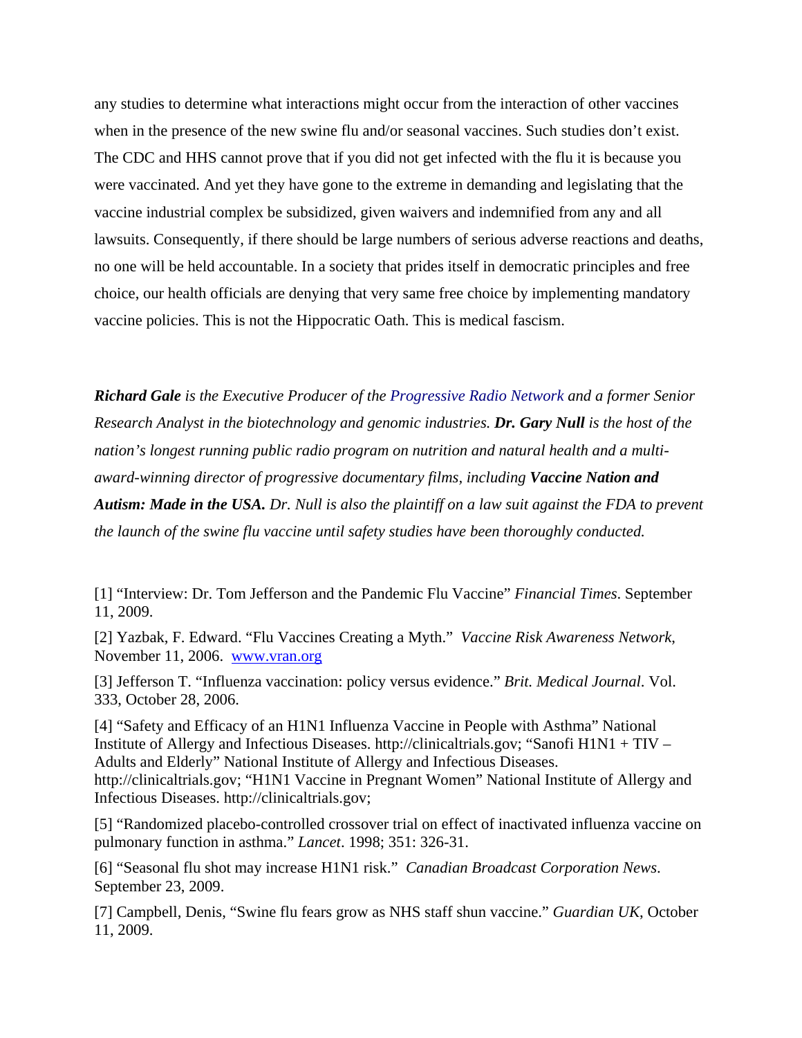any studies to determine what interactions might occur from the interaction of other vaccines when in the presence of the new swine flu and/or seasonal vaccines. Such studies don't exist. The CDC and HHS cannot prove that if you did not get infected with the flu it is because you were vaccinated. And yet they have gone to the extreme in demanding and legislating that the vaccine industrial complex be subsidized, given waivers and indemnified from any and all lawsuits. Consequently, if there should be large numbers of serious adverse reactions and deaths, no one will be held accountable. In a society that prides itself in democratic principles and free choice, our health officials are denying that very same free choice by implementing mandatory vaccine policies. This is not the Hippocratic Oath. This is medical fascism.

***Richard Gale*** *is the Executive Producer of the Progressive Radio Network and a former Senior Research Analyst in the biotechnology and genomic industries.* ***Dr. Gary Null*** *is the host of the nation's longest running public radio program on nutrition and natural health and a multi-award-winning director of progressive documentary films, including* ***Vaccine Nation and Autism: Made in the USA.*** *Dr. Null is also the plaintiff on a law suit against the FDA to prevent the launch of the swine flu vaccine until safety studies have been thoroughly conducted.*

[1] "Interview: Dr. Tom Jefferson and the Pandemic Flu Vaccine" *Financial Times*. September 11, 2009.

[2] Yazbak, F. Edward. "Flu Vaccines Creating a Myth." *Vaccine Risk Awareness Network*, November 11, 2006. www.vran.org

[3] Jefferson T. "Influenza vaccination: policy versus evidence." *Brit. Medical Journal*. Vol. 333, October 28, 2006.

[4] "Safety and Efficacy of an H1N1 Influenza Vaccine in People with Asthma" National Institute of Allergy and Infectious Diseases. http://clinicaltrials.gov; "Sanofi H1N1 + TIV – Adults and Elderly" National Institute of Allergy and Infectious Diseases. http://clinicaltrials.gov; "H1N1 Vaccine in Pregnant Women" National Institute of Allergy and Infectious Diseases. http://clinicaltrials.gov;

[5] "Randomized placebo-controlled crossover trial on effect of inactivated influenza vaccine on pulmonary function in asthma." *Lancet*. 1998; 351: 326-31.

[6] "Seasonal flu shot may increase H1N1 risk." *Canadian Broadcast Corporation News*. September 23, 2009.

[7] Campbell, Denis, "Swine flu fears grow as NHS staff shun vaccine." *Guardian UK*, October 11, 2009.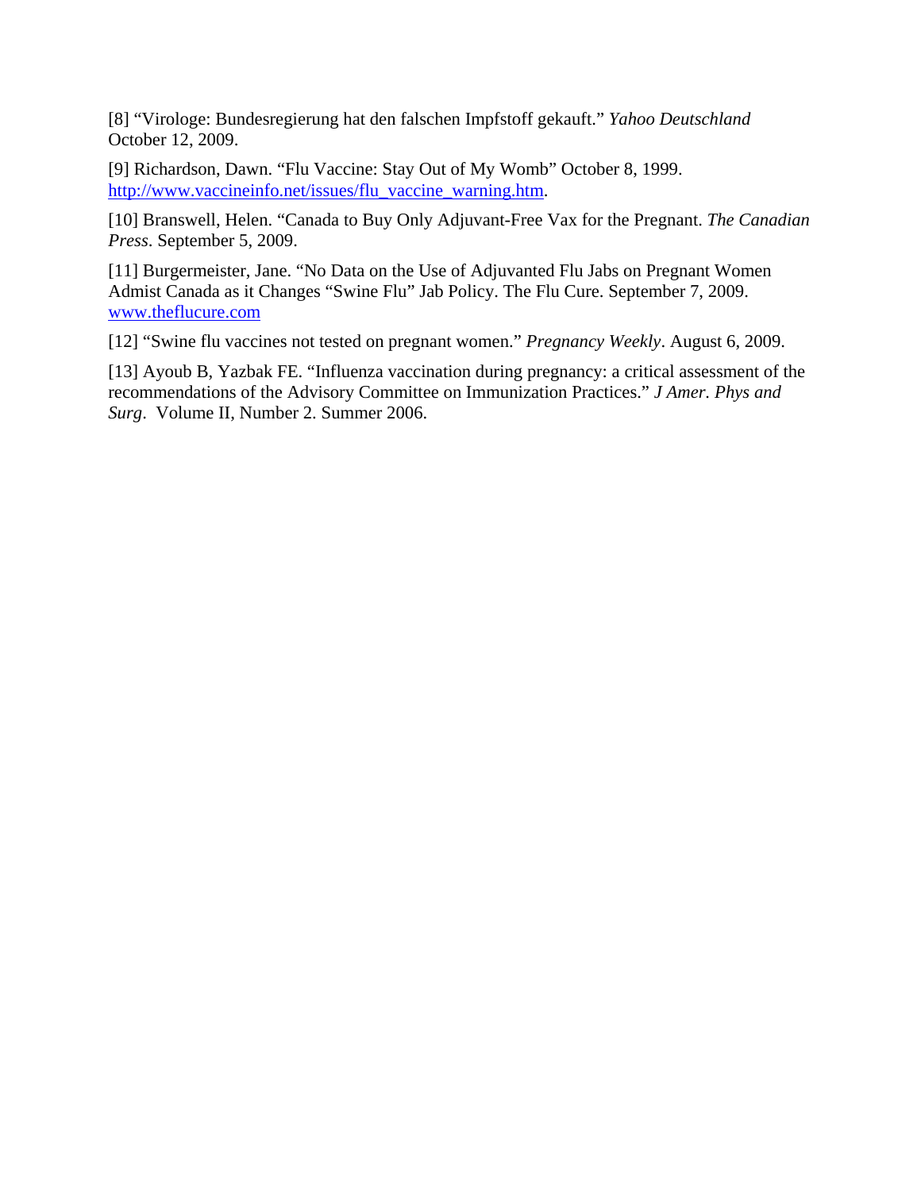[8] "Virologe: Bundesregierung hat den falschen Impfstoff gekauft." *Yahoo Deutschland* October 12, 2009.

[9] Richardson, Dawn. "Flu Vaccine: Stay Out of My Womb" October 8, 1999. http://www.vaccineinfo.net/issues/flu_vaccine_warning.htm.

[10] Branswell, Helen. "Canada to Buy Only Adjuvant-Free Vax for the Pregnant. *The Canadian Press*. September 5, 2009.

[11] Burgermeister, Jane. "No Data on the Use of Adjuvanted Flu Jabs on Pregnant Women Admist Canada as it Changes "Swine Flu" Jab Policy. The Flu Cure. September 7, 2009. www.theflucure.com

[12] "Swine flu vaccines not tested on pregnant women." *Pregnancy Weekly*. August 6, 2009.

[13] Ayoub B, Yazbak FE. "Influenza vaccination during pregnancy: a critical assessment of the recommendations of the Advisory Committee on Immunization Practices." *J Amer. Phys and Surg*. Volume II, Number 2. Summer 2006.